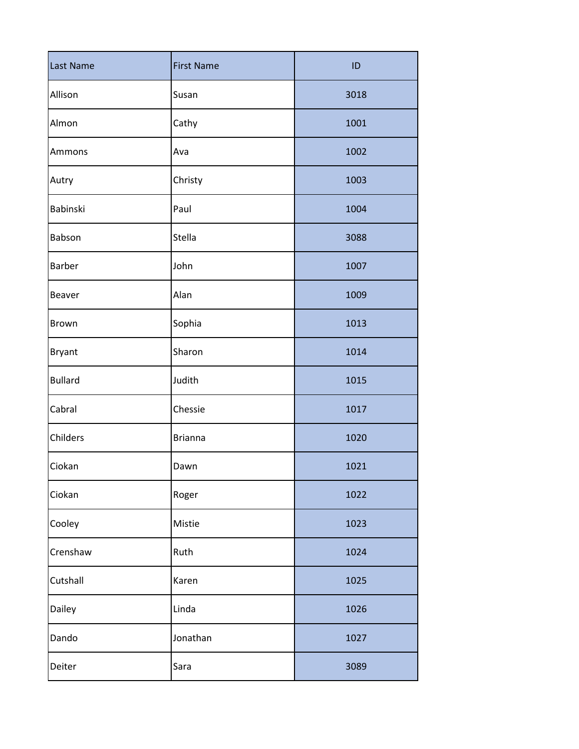| Last Name | First Name | ID |
|---|---|---|
| Allison | Susan | 3018 |
| Almon | Cathy | 1001 |
| Ammons | Ava | 1002 |
| Autry | Christy | 1003 |
| Babinski | Paul | 1004 |
| Babson | Stella | 3088 |
| Barber | John | 1007 |
| Beaver | Alan | 1009 |
| Brown | Sophia | 1013 |
| Bryant | Sharon | 1014 |
| Bullard | Judith | 1015 |
| Cabral | Chessie | 1017 |
| Childers | Brianna | 1020 |
| Ciokan | Dawn | 1021 |
| Ciokan | Roger | 1022 |
| Cooley | Mistie | 1023 |
| Crenshaw | Ruth | 1024 |
| Cutshall | Karen | 1025 |
| Dailey | Linda | 1026 |
| Dando | Jonathan | 1027 |
| Deiter | Sara | 3089 |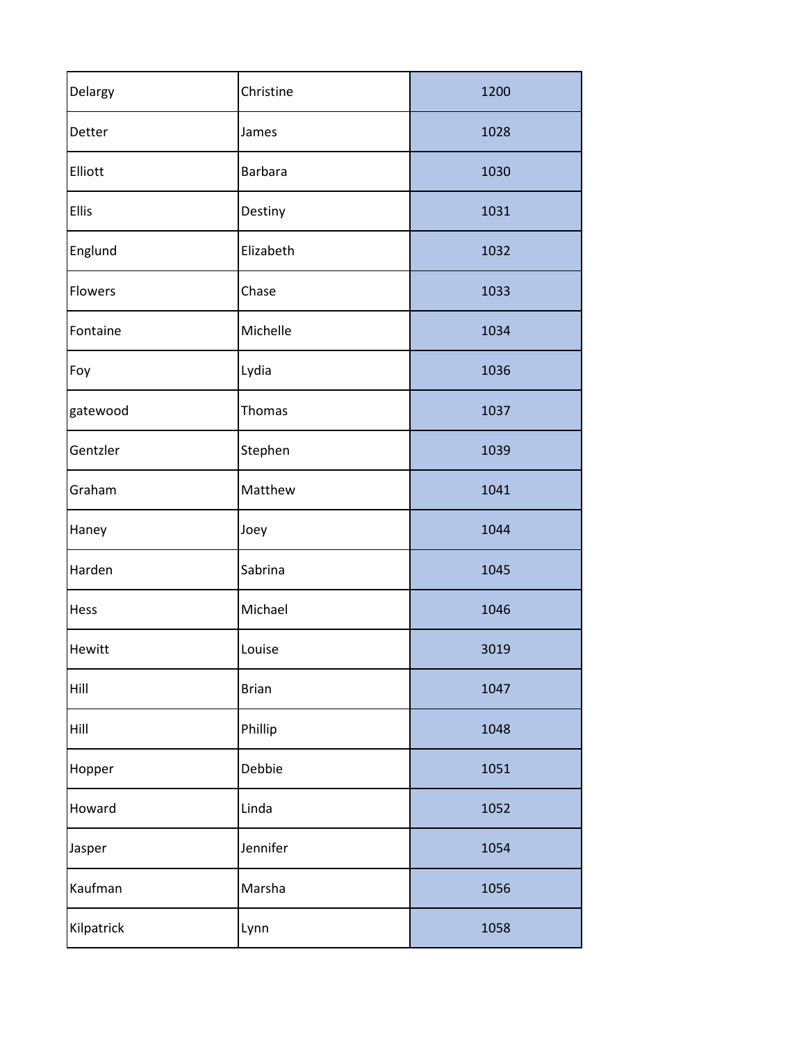| Delargy | Christine | 1200 |
|---|---|---|
| Detter | James | 1028 |
| Elliott | Barbara | 1030 |
| Ellis | Destiny | 1031 |
| Englund | Elizabeth | 1032 |
| Flowers | Chase | 1033 |
| Fontaine | Michelle | 1034 |
| Foy | Lydia | 1036 |
| gatewood | Thomas | 1037 |
| Gentzler | Stephen | 1039 |
| Graham | Matthew | 1041 |
| Haney | Joey | 1044 |
| Harden | Sabrina | 1045 |
| Hess | Michael | 1046 |
| Hewitt | Louise | 3019 |
| Hill | Brian | 1047 |
| Hill | Phillip | 1048 |
| Hopper | Debbie | 1051 |
| Howard | Linda | 1052 |
| Jasper | Jennifer | 1054 |
| Kaufman | Marsha | 1056 |
| Kilpatrick | Lynn | 1058 |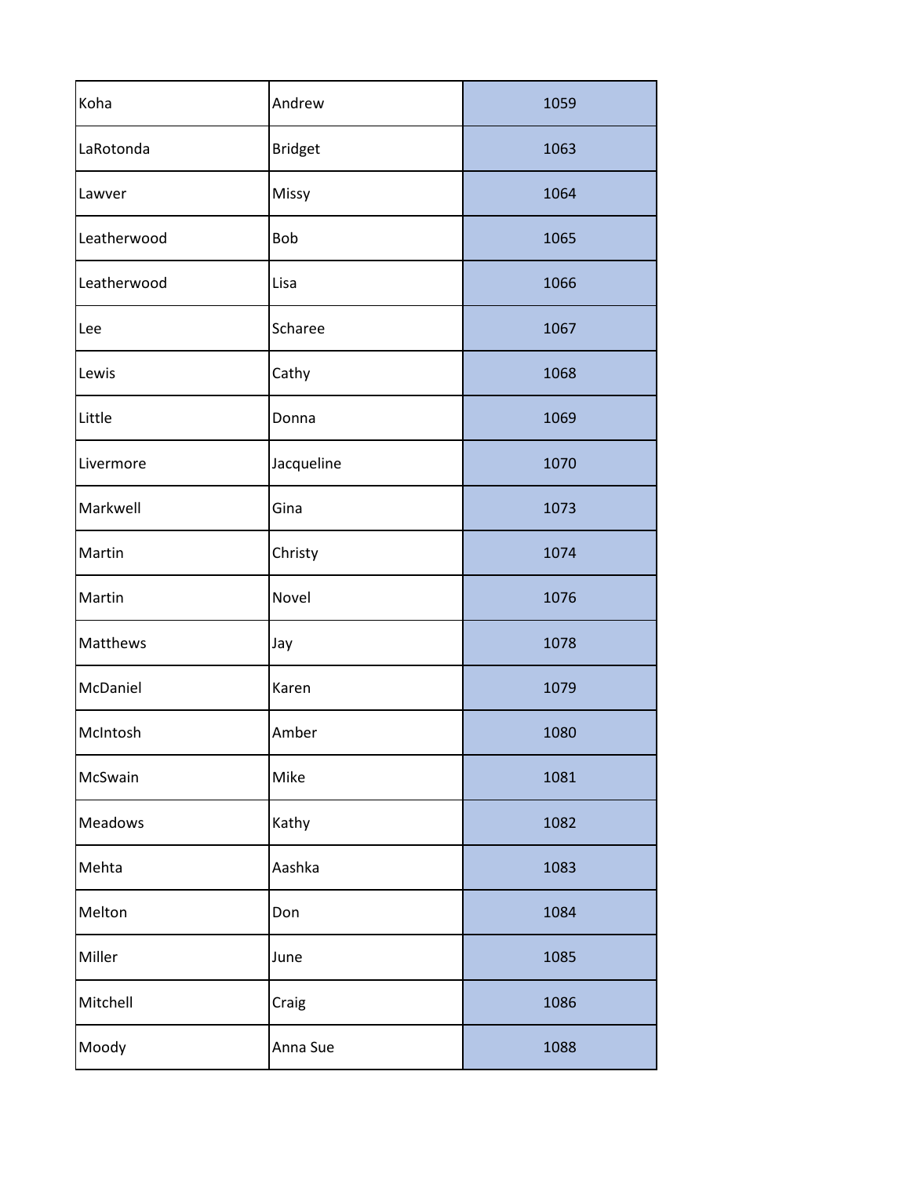| | | |
|---|---|---|
| Koha | Andrew | 1059 |
| LaRotonda | Bridget | 1063 |
| Lawver | Missy | 1064 |
| Leatherwood | Bob | 1065 |
| Leatherwood | Lisa | 1066 |
| Lee | Scharee | 1067 |
| Lewis | Cathy | 1068 |
| Little | Donna | 1069 |
| Livermore | Jacqueline | 1070 |
| Markwell | Gina | 1073 |
| Martin | Christy | 1074 |
| Martin | Novel | 1076 |
| Matthews | Jay | 1078 |
| McDaniel | Karen | 1079 |
| McIntosh | Amber | 1080 |
| McSwain | Mike | 1081 |
| Meadows | Kathy | 1082 |
| Mehta | Aashka | 1083 |
| Melton | Don | 1084 |
| Miller | June | 1085 |
| Mitchell | Craig | 1086 |
| Moody | Anna Sue | 1088 |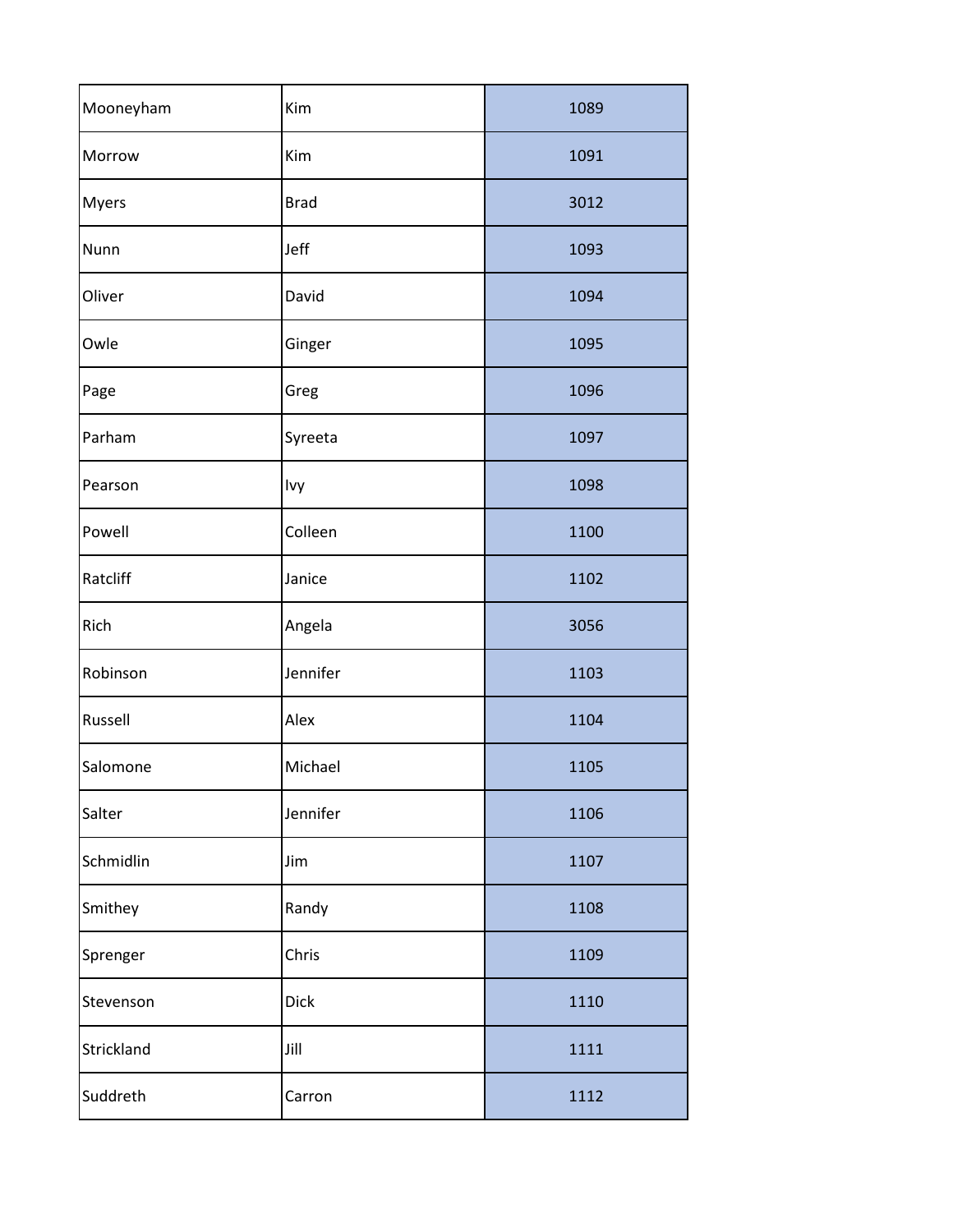| Mooneyham | Kim | 1089 |
|---|---|---|
| Morrow | Kim | 1091 |
| Myers | Brad | 3012 |
| Nunn | Jeff | 1093 |
| Oliver | David | 1094 |
| Owle | Ginger | 1095 |
| Page | Greg | 1096 |
| Parham | Syreeta | 1097 |
| Pearson | Ivy | 1098 |
| Powell | Colleen | 1100 |
| Ratcliff | Janice | 1102 |
| Rich | Angela | 3056 |
| Robinson | Jennifer | 1103 |
| Russell | Alex | 1104 |
| Salomone | Michael | 1105 |
| Salter | Jennifer | 1106 |
| Schmidlin | Jim | 1107 |
| Smithey | Randy | 1108 |
| Sprenger | Chris | 1109 |
| Stevenson | Dick | 1110 |
| Strickland | Jill | 1111 |
| Suddreth | Carron | 1112 |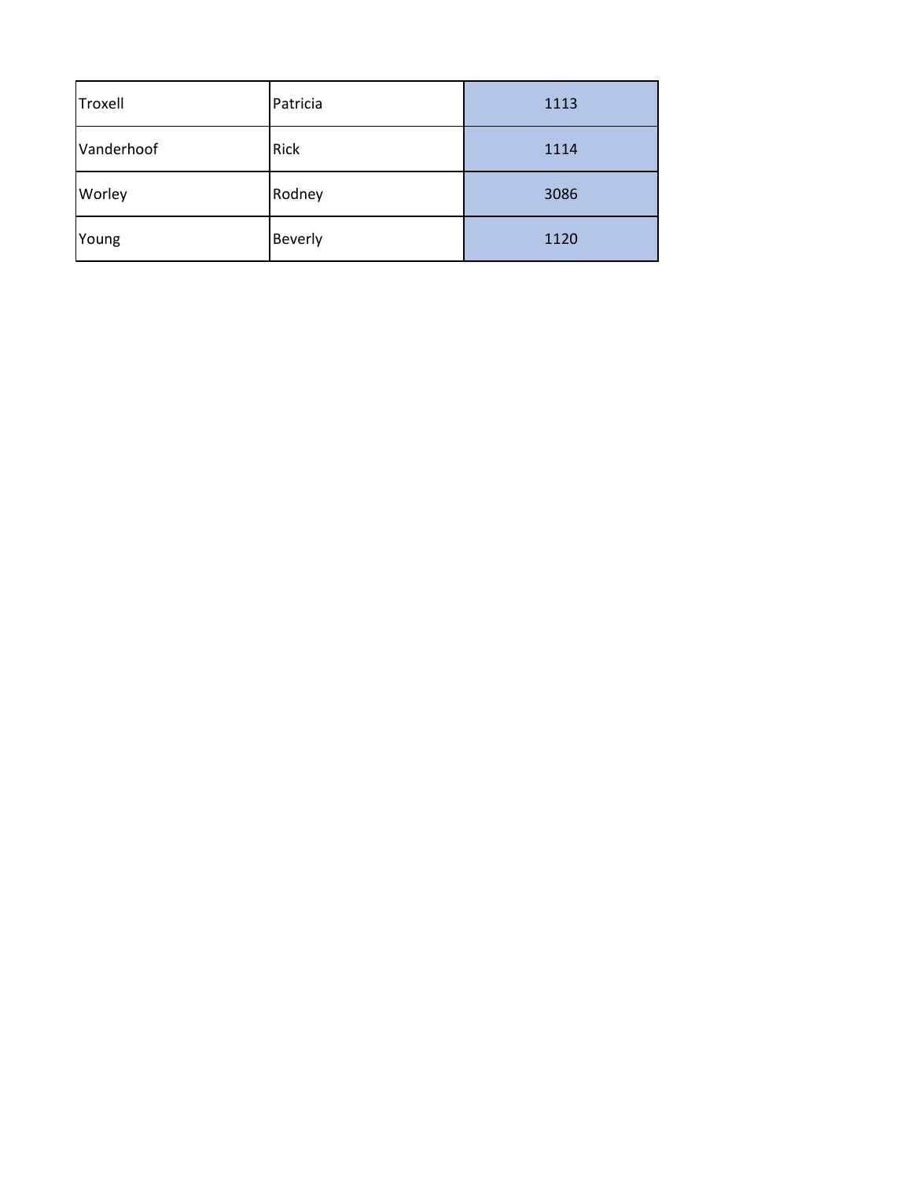| | | |
|---|---|---|
| Troxell | Patricia | 1113 |
| Vanderhoof | Rick | 1114 |
| Worley | Rodney | 3086 |
| Young | Beverly | 1120 |